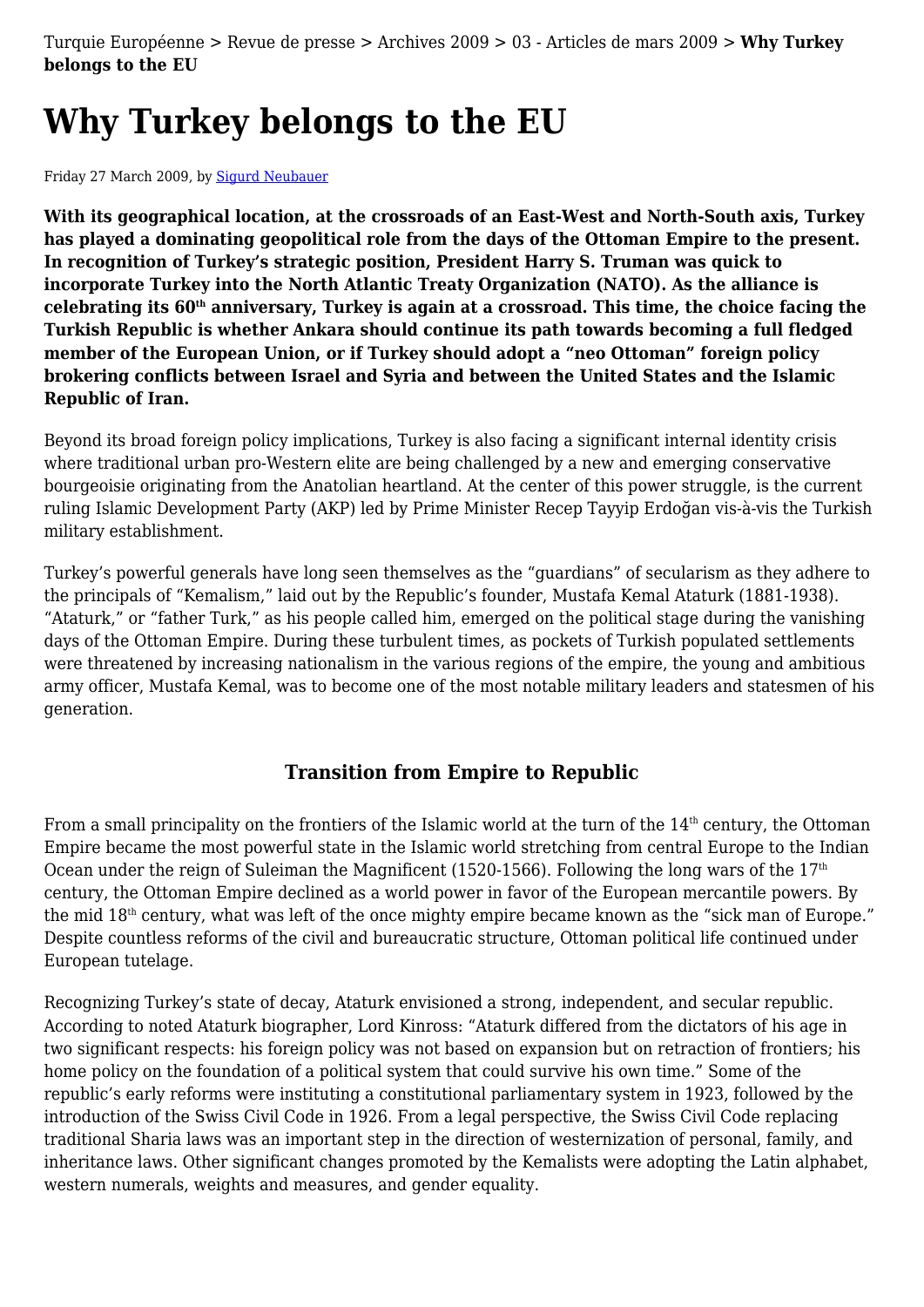Turquie Européenne > Revue de presse > Archives 2009 > 03 - Articles de mars 2009 > **Why Turkey belongs to the EU**

# Why Turkey belongs to the EU

Friday 27 March 2009, by Sigurd Neubauer

**With its geographical location, at the crossroads of an East-West and North-South axis, Turkey has played a dominating geopolitical role from the days of the Ottoman Empire to the present. In recognition of Turkey's strategic position, President Harry S. Truman was quick to incorporate Turkey into the North Atlantic Treaty Organization (NATO). As the alliance is celebrating its 60th anniversary, Turkey is again at a crossroad. This time, the choice facing the Turkish Republic is whether Ankara should continue its path towards becoming a full fledged member of the European Union, or if Turkey should adopt a "neo Ottoman" foreign policy brokering conflicts between Israel and Syria and between the United States and the Islamic Republic of Iran.**

Beyond its broad foreign policy implications, Turkey is also facing a significant internal identity crisis where traditional urban pro-Western elite are being challenged by a new and emerging conservative bourgeoisie originating from the Anatolian heartland. At the center of this power struggle, is the current ruling Islamic Development Party (AKP) led by Prime Minister Recep Tayyip Erdoğan vis-à-vis the Turkish military establishment.

Turkey's powerful generals have long seen themselves as the "guardians" of secularism as they adhere to the principals of "Kemalism," laid out by the Republic's founder, Mustafa Kemal Ataturk (1881-1938). "Ataturk," or "father Turk," as his people called him, emerged on the political stage during the vanishing days of the Ottoman Empire. During these turbulent times, as pockets of Turkish populated settlements were threatened by increasing nationalism in the various regions of the empire, the young and ambitious army officer, Mustafa Kemal, was to become one of the most notable military leaders and statesmen of his generation.

## Transition from Empire to Republic

From a small principality on the frontiers of the Islamic world at the turn of the 14th century, the Ottoman Empire became the most powerful state in the Islamic world stretching from central Europe to the Indian Ocean under the reign of Suleiman the Magnificent (1520-1566). Following the long wars of the 17th century, the Ottoman Empire declined as a world power in favor of the European mercantile powers. By the mid 18th century, what was left of the once mighty empire became known as the "sick man of Europe." Despite countless reforms of the civil and bureaucratic structure, Ottoman political life continued under European tutelage.

Recognizing Turkey's state of decay, Ataturk envisioned a strong, independent, and secular republic. According to noted Ataturk biographer, Lord Kinross: "Ataturk differed from the dictators of his age in two significant respects: his foreign policy was not based on expansion but on retraction of frontiers; his home policy on the foundation of a political system that could survive his own time." Some of the republic's early reforms were instituting a constitutional parliamentary system in 1923, followed by the introduction of the Swiss Civil Code in 1926. From a legal perspective, the Swiss Civil Code replacing traditional Sharia laws was an important step in the direction of westernization of personal, family, and inheritance laws. Other significant changes promoted by the Kemalists were adopting the Latin alphabet, western numerals, weights and measures, and gender equality.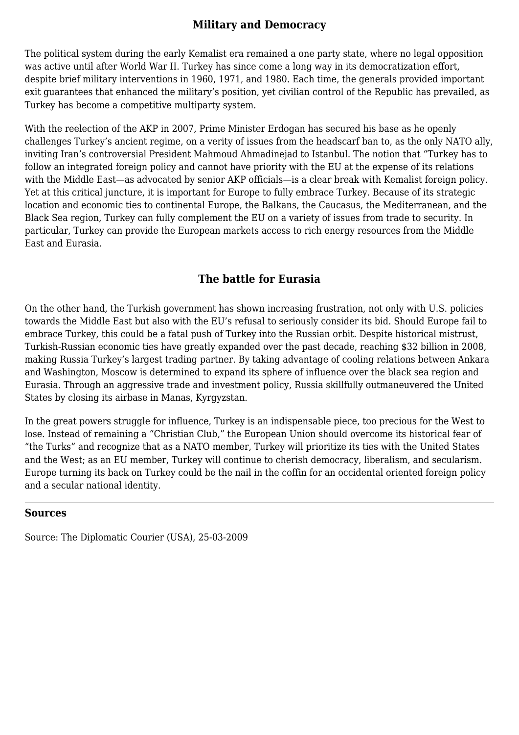## Military and Democracy

The political system during the early Kemalist era remained a one party state, where no legal opposition was active until after World War II. Turkey has since come a long way in its democratization effort, despite brief military interventions in 1960, 1971, and 1980. Each time, the generals provided important exit guarantees that enhanced the military's position, yet civilian control of the Republic has prevailed, as Turkey has become a competitive multiparty system.

With the reelection of the AKP in 2007, Prime Minister Erdogan has secured his base as he openly challenges Turkey's ancient regime, on a verity of issues from the headscarf ban to, as the only NATO ally, inviting Iran's controversial President Mahmoud Ahmadinejad to Istanbul. The notion that "Turkey has to follow an integrated foreign policy and cannot have priority with the EU at the expense of its relations with the Middle East—as advocated by senior AKP officials—is a clear break with Kemalist foreign policy. Yet at this critical juncture, it is important for Europe to fully embrace Turkey. Because of its strategic location and economic ties to continental Europe, the Balkans, the Caucasus, the Mediterranean, and the Black Sea region, Turkey can fully complement the EU on a variety of issues from trade to security. In particular, Turkey can provide the European markets access to rich energy resources from the Middle East and Eurasia.

## The battle for Eurasia

On the other hand, the Turkish government has shown increasing frustration, not only with U.S. policies towards the Middle East but also with the EU's refusal to seriously consider its bid. Should Europe fail to embrace Turkey, this could be a fatal push of Turkey into the Russian orbit. Despite historical mistrust, Turkish-Russian economic ties have greatly expanded over the past decade, reaching $32 billion in 2008, making Russia Turkey's largest trading partner. By taking advantage of cooling relations between Ankara and Washington, Moscow is determined to expand its sphere of influence over the black sea region and Eurasia. Through an aggressive trade and investment policy, Russia skillfully outmaneuvered the United States by closing its airbase in Manas, Kyrgyzstan.

In the great powers struggle for influence, Turkey is an indispensable piece, too precious for the West to lose. Instead of remaining a "Christian Club," the European Union should overcome its historical fear of "the Turks" and recognize that as a NATO member, Turkey will prioritize its ties with the United States and the West; as an EU member, Turkey will continue to cherish democracy, liberalism, and secularism. Europe turning its back on Turkey could be the nail in the coffin for an occidental oriented foreign policy and a secular national identity.

---

### Sources

Source: The Diplomatic Courier (USA), 25-03-2009